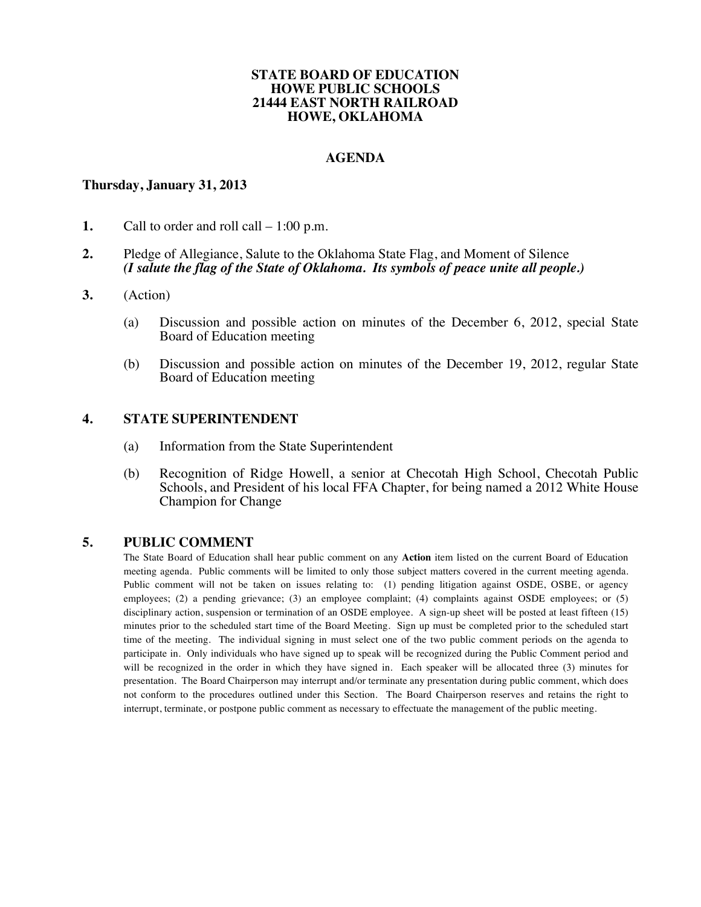**STATE BOARD OF EDUCATION**
**HOWE PUBLIC SCHOOLS**
**21444 EAST NORTH RAILROAD**
**HOWE, OKLAHOMA**

# AGENDA

**Thursday, January 31, 2013**

**1.** Call to order and roll call – 1:00 p.m.

**2.** Pledge of Allegiance, Salute to the Oklahoma State Flag, and Moment of Silence
***(I salute the flag of the State of Oklahoma. Its symbols of peace unite all people.)***

**3.** (Action)

(a) Discussion and possible action on minutes of the December 6, 2012, special State Board of Education meeting

(b) Discussion and possible action on minutes of the December 19, 2012, regular State Board of Education meeting

## 4. STATE SUPERINTENDENT

(a) Information from the State Superintendent

(b) Recognition of Ridge Howell, a senior at Checotah High School, Checotah Public Schools, and President of his local FFA Chapter, for being named a 2012 White House Champion for Change

## 5. PUBLIC COMMENT

The State Board of Education shall hear public comment on any **Action** item listed on the current Board of Education meeting agenda. Public comments will be limited to only those subject matters covered in the current meeting agenda. Public comment will not be taken on issues relating to: (1) pending litigation against OSDE, OSBE, or agency employees; (2) a pending grievance; (3) an employee complaint; (4) complaints against OSDE employees; or (5) disciplinary action, suspension or termination of an OSDE employee. A sign-up sheet will be posted at least fifteen (15) minutes prior to the scheduled start time of the Board Meeting. Sign up must be completed prior to the scheduled start time of the meeting. The individual signing in must select one of the two public comment periods on the agenda to participate in. Only individuals who have signed up to speak will be recognized during the Public Comment period and will be recognized in the order in which they have signed in. Each speaker will be allocated three (3) minutes for presentation. The Board Chairperson may interrupt and/or terminate any presentation during public comment, which does not conform to the procedures outlined under this Section. The Board Chairperson reserves and retains the right to interrupt, terminate, or postpone public comment as necessary to effectuate the management of the public meeting.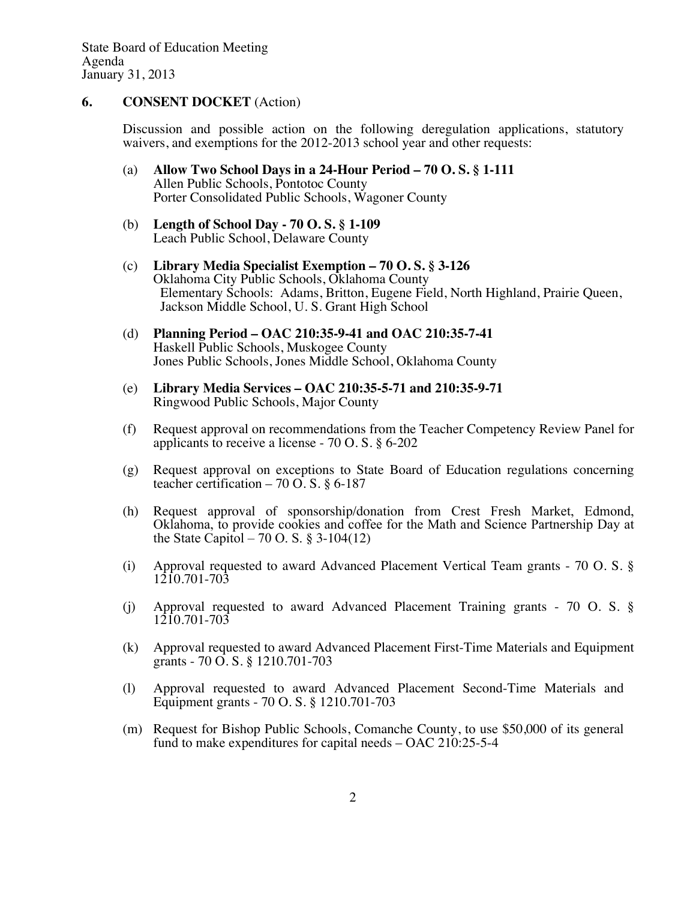## 6. CONSENT DOCKET (Action)

Discussion and possible action on the following deregulation applications, statutory waivers, and exemptions for the 2012-2013 school year and other requests:

(a) **Allow Two School Days in a 24-Hour Period – 70 O. S. § 1-111**
Allen Public Schools, Pontotoc County
Porter Consolidated Public Schools, Wagoner County

(b) **Length of School Day - 70 O. S. § 1-109**
Leach Public School, Delaware County

(c) **Library Media Specialist Exemption – 70 O. S. § 3-126**
Oklahoma City Public Schools, Oklahoma County
Elementary Schools: Adams, Britton, Eugene Field, North Highland, Prairie Queen, Jackson Middle School, U. S. Grant High School

(d) **Planning Period – OAC 210:35-9-41 and OAC 210:35-7-41**
Haskell Public Schools, Muskogee County
Jones Public Schools, Jones Middle School, Oklahoma County

(e) **Library Media Services – OAC 210:35-5-71 and 210:35-9-71**
Ringwood Public Schools, Major County

(f) Request approval on recommendations from the Teacher Competency Review Panel for applicants to receive a license - 70 O. S. § 6-202

(g) Request approval on exceptions to State Board of Education regulations concerning teacher certification – 70 O. S. § 6-187

(h) Request approval of sponsorship/donation from Crest Fresh Market, Edmond, Oklahoma, to provide cookies and coffee for the Math and Science Partnership Day at the State Capitol – 70 O. S. § 3-104(12)

(i) Approval requested to award Advanced Placement Vertical Team grants - 70 O. S. § 1210.701-703

(j) Approval requested to award Advanced Placement Training grants - 70 O. S. § 1210.701-703

(k) Approval requested to award Advanced Placement First-Time Materials and Equipment grants - 70 O. S. § 1210.701-703

(l) Approval requested to award Advanced Placement Second-Time Materials and Equipment grants - 70 O. S. § 1210.701-703

(m) Request for Bishop Public Schools, Comanche County, to use $50,000 of its general fund to make expenditures for capital needs – OAC 210:25-5-4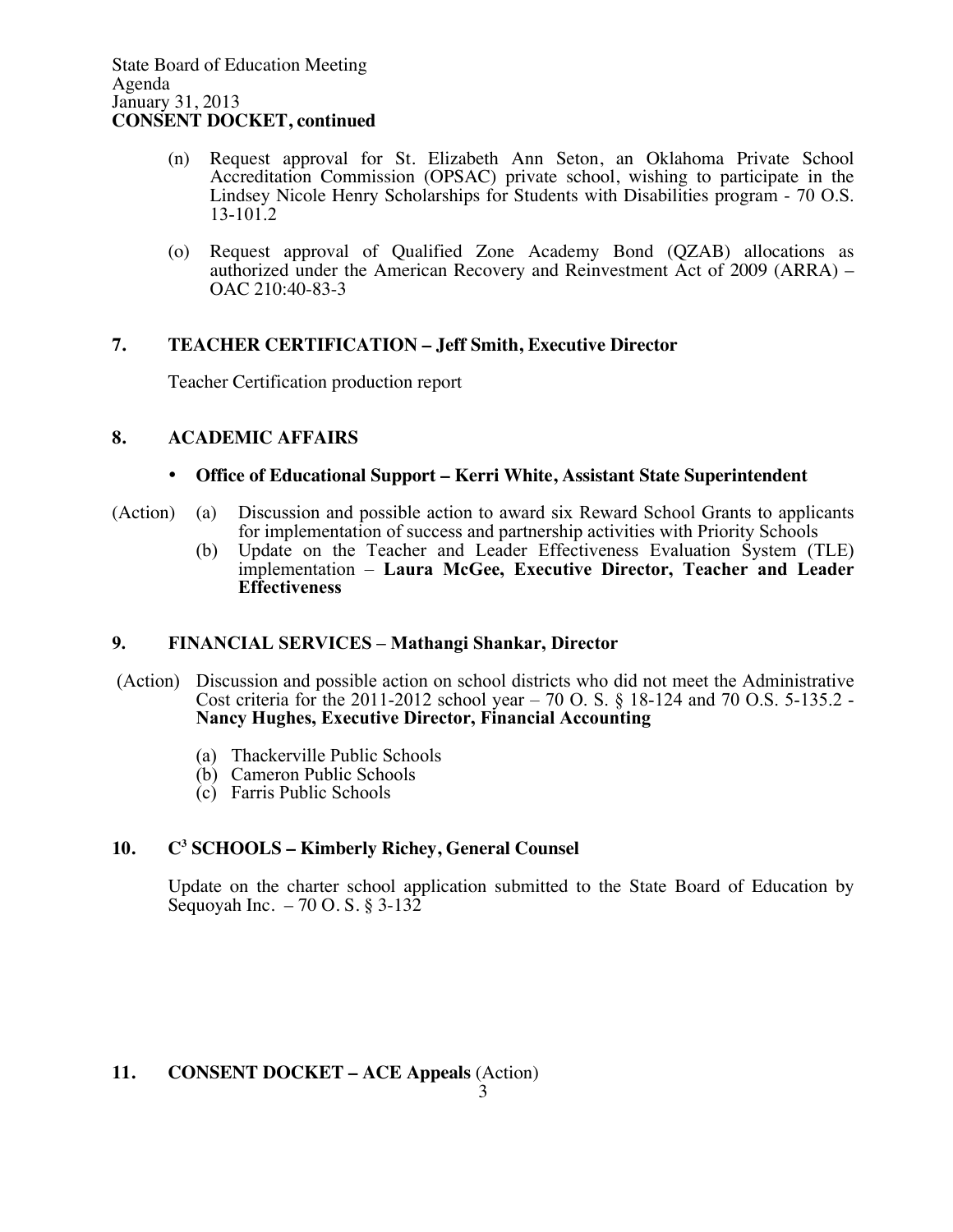State Board of Education Meeting
Agenda
January 31, 2013
**CONSENT DOCKET, continued**

(n) Request approval for St. Elizabeth Ann Seton, an Oklahoma Private School Accreditation Commission (OPSAC) private school, wishing to participate in the Lindsey Nicole Henry Scholarships for Students with Disabilities program - 70 O.S. 13-101.2

(o) Request approval of Qualified Zone Academy Bond (QZAB) allocations as authorized under the American Recovery and Reinvestment Act of 2009 (ARRA) – OAC 210:40-83-3

## 7. TEACHER CERTIFICATION – Jeff Smith, Executive Director

Teacher Certification production report

## 8. ACADEMIC AFFAIRS

- **Office of Educational Support – Kerri White, Assistant State Superintendent**

(Action) (a) Discussion and possible action to award six Reward School Grants to applicants for implementation of success and partnership activities with Priority Schools

(b) Update on the Teacher and Leader Effectiveness Evaluation System (TLE) implementation – **Laura McGee, Executive Director, Teacher and Leader Effectiveness**

## 9. FINANCIAL SERVICES – Mathangi Shankar, Director

(Action) Discussion and possible action on school districts who did not meet the Administrative Cost criteria for the 2011-2012 school year – 70 O. S. § 18-124 and 70 O.S. 5-135.2 - **Nancy Hughes, Executive Director, Financial Accounting**

(a) Thackerville Public Schools
(b) Cameron Public Schools
(c) Farris Public Schools

## 10. C³ SCHOOLS – Kimberly Richey, General Counsel

Update on the charter school application submitted to the State Board of Education by Sequoyah Inc. – 70 O. S. § 3-132

## 11. CONSENT DOCKET – ACE Appeals (Action)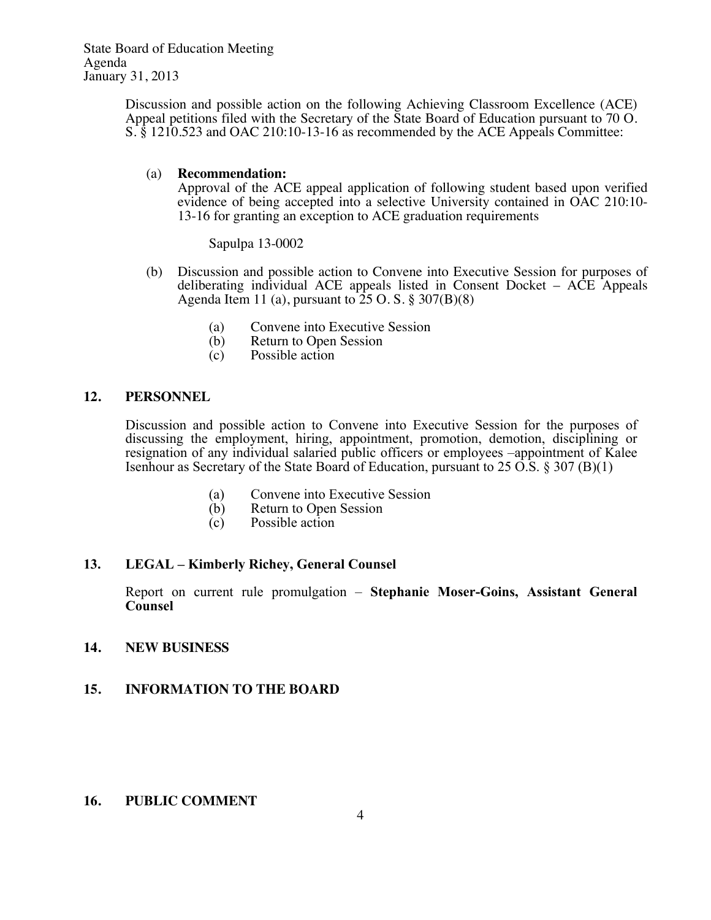Discussion and possible action on the following Achieving Classroom Excellence (ACE) Appeal petitions filed with the Secretary of the State Board of Education pursuant to 70 O. S. § 1210.523 and OAC 210:10-13-16 as recommended by the ACE Appeals Committee:

(a) **Recommendation:**
Approval of the ACE appeal application of following student based upon verified evidence of being accepted into a selective University contained in OAC 210:10-13-16 for granting an exception to ACE graduation requirements

Sapulpa 13-0002

(b) Discussion and possible action to Convene into Executive Session for purposes of deliberating individual ACE appeals listed in Consent Docket – ACE Appeals Agenda Item 11 (a), pursuant to 25 O. S. § 307(B)(8)

(a) Convene into Executive Session
(b) Return to Open Session
(c) Possible action

## 12. PERSONNEL

Discussion and possible action to Convene into Executive Session for the purposes of discussing the employment, hiring, appointment, promotion, demotion, disciplining or resignation of any individual salaried public officers or employees –appointment of Kalee Isenhour as Secretary of the State Board of Education, pursuant to 25 O.S. § 307 (B)(1)

(a) Convene into Executive Session
(b) Return to Open Session
(c) Possible action

## 13. LEGAL – Kimberly Richey, General Counsel

Report on current rule promulgation – **Stephanie Moser-Goins, Assistant General Counsel**

## 14. NEW BUSINESS

## 15. INFORMATION TO THE BOARD

## 16. PUBLIC COMMENT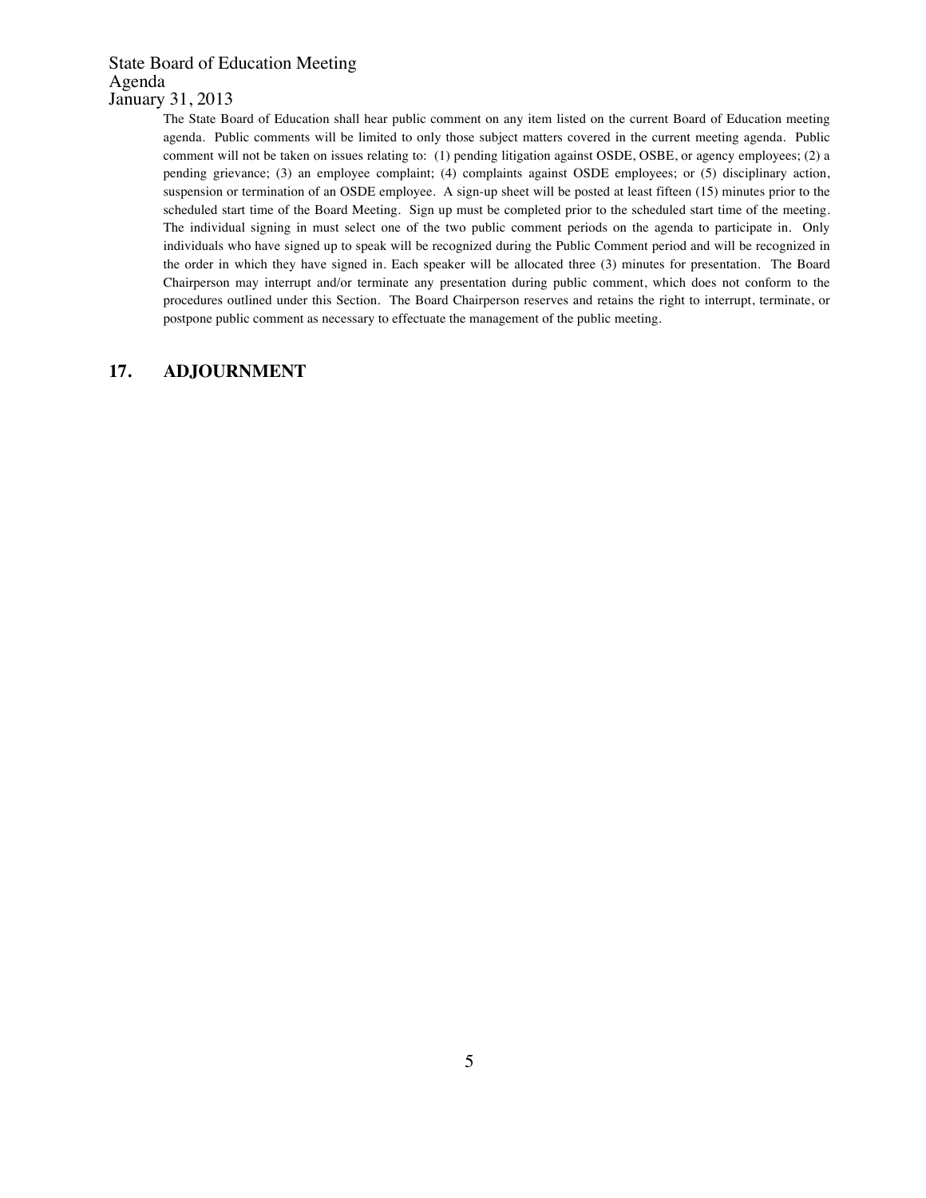The State Board of Education shall hear public comment on any item listed on the current Board of Education meeting agenda. Public comments will be limited to only those subject matters covered in the current meeting agenda. Public comment will not be taken on issues relating to: (1) pending litigation against OSDE, OSBE, or agency employees; (2) a pending grievance; (3) an employee complaint; (4) complaints against OSDE employees; or (5) disciplinary action, suspension or termination of an OSDE employee. A sign-up sheet will be posted at least fifteen (15) minutes prior to the scheduled start time of the Board Meeting. Sign up must be completed prior to the scheduled start time of the meeting. The individual signing in must select one of the two public comment periods on the agenda to participate in. Only individuals who have signed up to speak will be recognized during the Public Comment period and will be recognized in the order in which they have signed in. Each speaker will be allocated three (3) minutes for presentation. The Board Chairperson may interrupt and/or terminate any presentation during public comment, which does not conform to the procedures outlined under this Section. The Board Chairperson reserves and retains the right to interrupt, terminate, or postpone public comment as necessary to effectuate the management of the public meeting.

## 17. ADJOURNMENT